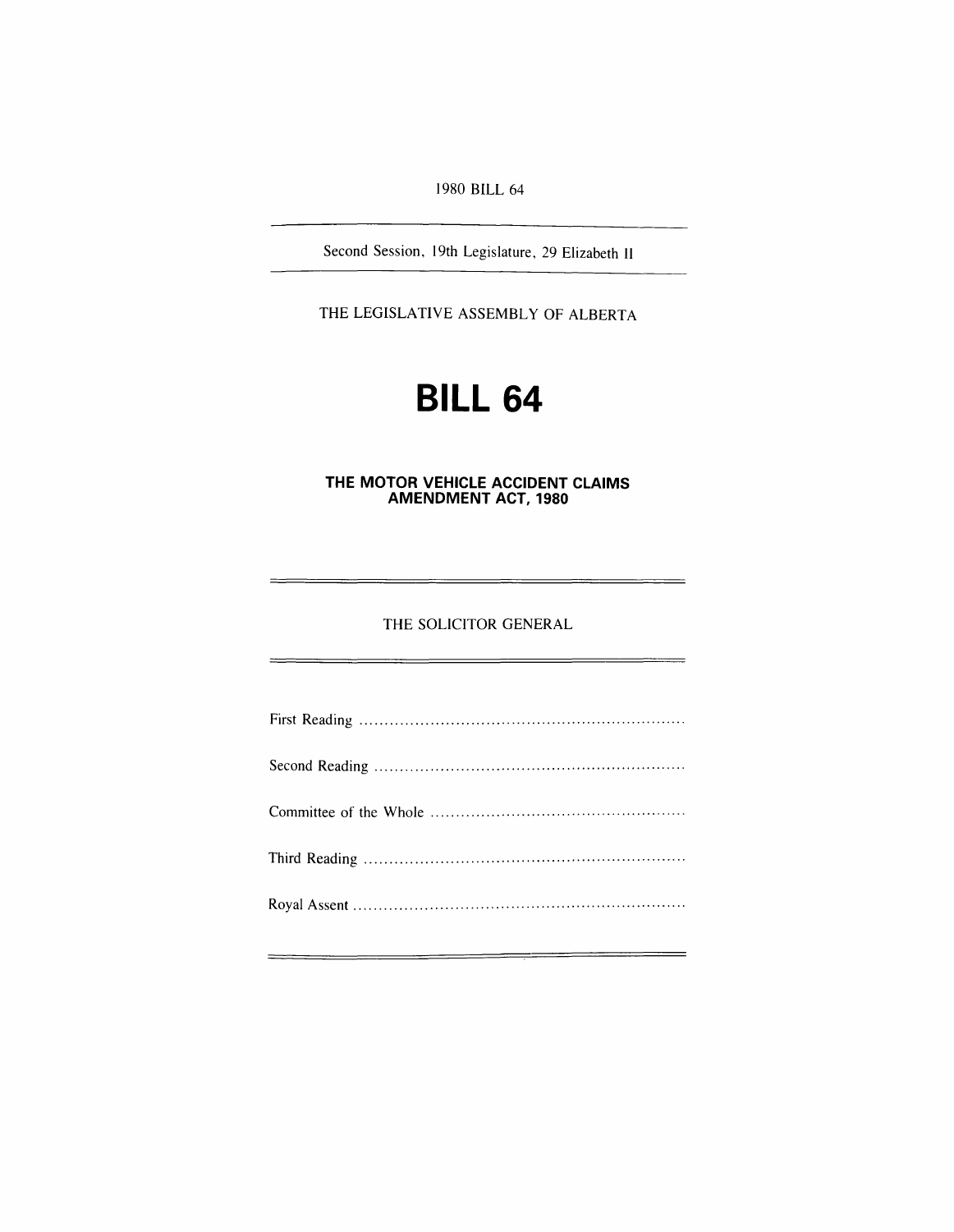1980 BILL 64

---

Second Session, 19th Legislature, 29 Elizabeth II

---

THE LEGISLATIVE ASSEMBLY OF ALBERTA

# BILL 64

## THE MOTOR VEHICLE ACCIDENT CLAIMS AMENDMENT ACT, 1980

---

THE SOLICITOR GENERAL

---

First Reading ................................................................

Second Reading ............................................................

Committee of the Whole ..................................................

Third Reading ..............................................................

Royal Assent ................................................................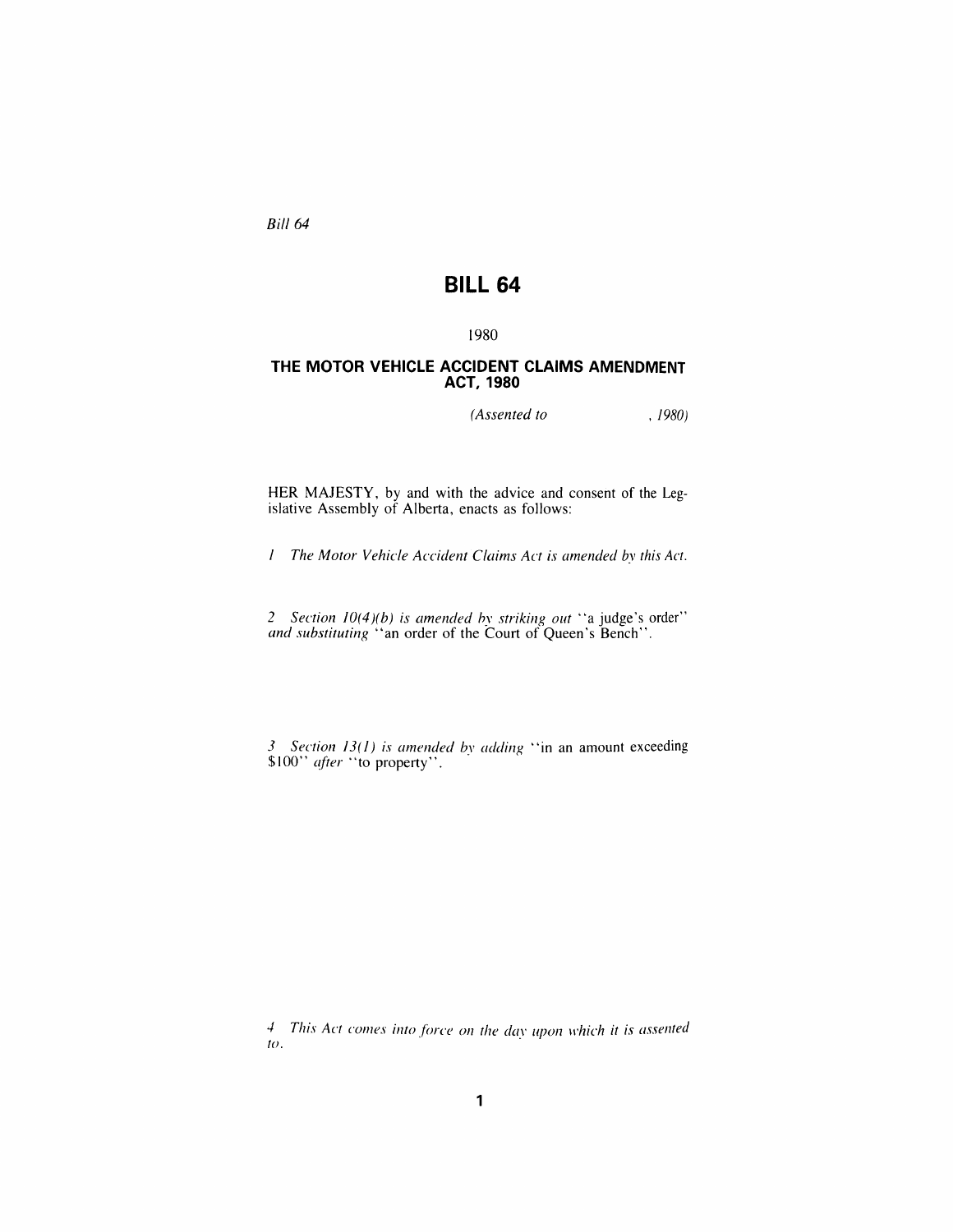*Bill 64*

# BILL 64

1980

## THE MOTOR VEHICLE ACCIDENT CLAIMS AMENDMENT ACT, 1980

*(Assented to , 1980)*

HER MAJESTY, by and with the advice and consent of the Legislative Assembly of Alberta, enacts as follows:

*1 The Motor Vehicle Accident Claims Act is amended by this Act.*

*2 Section 10(4)(b) is amended by striking out* "a judge's order" *and substituting* "an order of the Court of Queen's Bench".

*3 Section 13(1) is amended by adding* "in an amount exceeding $100" *after* "to property".

*4 This Act comes into force on the day upon which it is assented to.*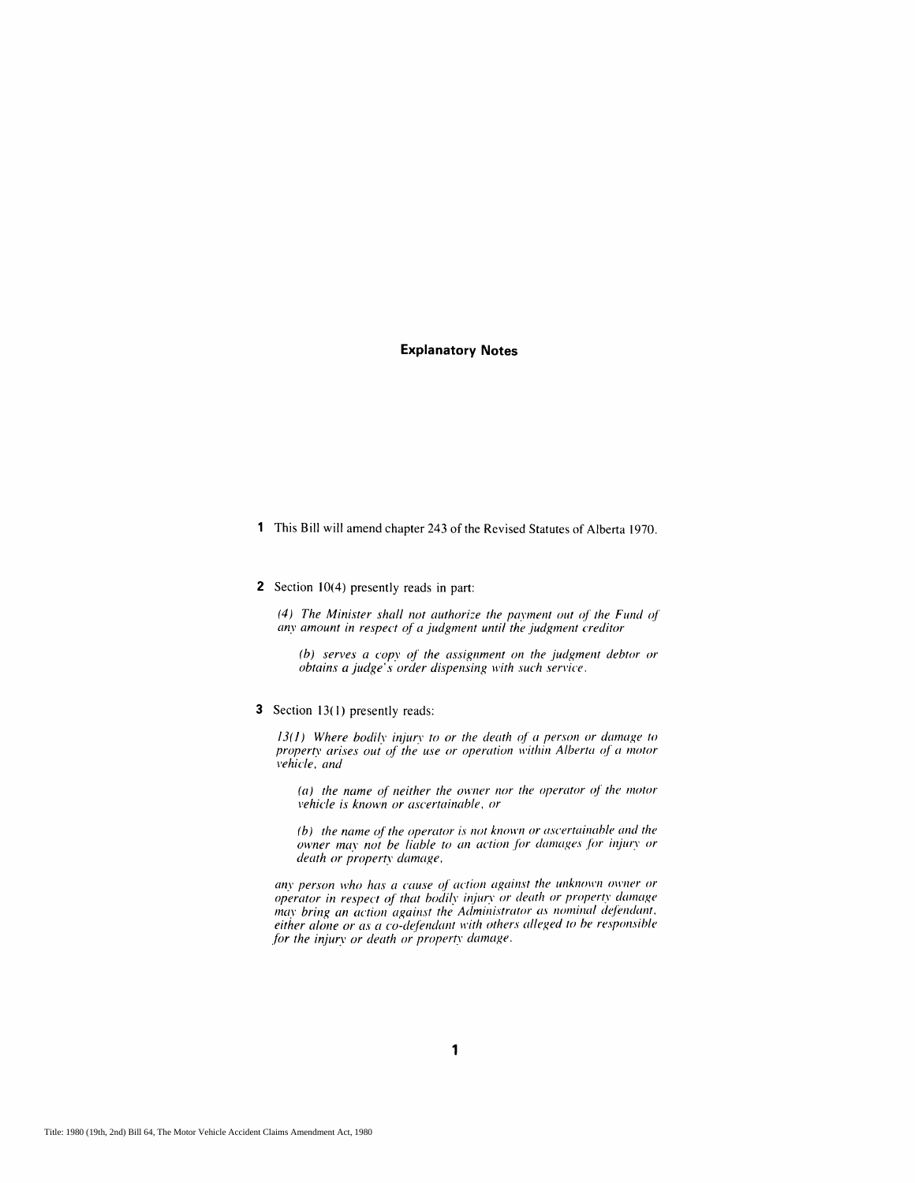## Explanatory Notes

**1** This Bill will amend chapter 243 of the Revised Statutes of Alberta 1970.

**2** Section 10(4) presently reads in part:

> *(4) The Minister shall not authorize the payment out of the Fund of any amount in respect of a judgment until the judgment creditor*
>
> > *(b) serves a copy of the assignment on the judgment debtor or obtains a judge's order dispensing with such service.*

**3** Section 13(1) presently reads:

> *13(1) Where bodily injury to or the death of a person or damage to property arises out of the use or operation within Alberta of a motor vehicle, and*
>
> > *(a) the name of neither the owner nor the operator of the motor vehicle is known or ascertainable, or*
> >
> > *(b) the name of the operator is not known or ascertainable and the owner may not be liable to an action for damages for injury or death or property damage,*
>
> *any person who has a cause of action against the unknown owner or operator in respect of that bodily injury or death or property damage may bring an action against the Administrator as nominal defendant, either alone or as a co-defendant with others alleged to be responsible for the injury or death or property damage.*